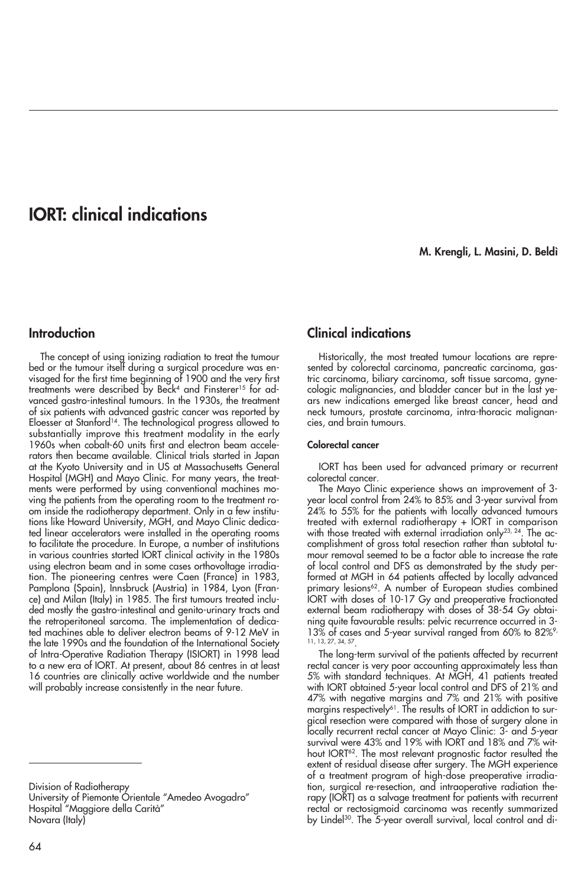# IORT: clinical indications

**M. Krengli, L. Masini, D. Beldì**

Division of Radiotherapy
University of Piemonte Orientale "Amedeo Avogadro"
Hospital "Maggiore della Carità"
Novara (Italy)

## Introduction

The concept of using ionizing radiation to treat the tumour bed or the tumour itself during a surgical procedure was envisaged for the first time beginning of 1900 and the very first treatments were described by Beck[4] and Finsterer[15] for advanced gastro-intestinal tumours. In the 1930s, the treatment of six patients with advanced gastric cancer was reported by Eloesser at Stanford[14]. The technological progress allowed to substantially improve this treatment modality in the early 1960s when cobalt-60 units first and electron beam accelerators then became available. Clinical trials started in Japan at the Kyoto University and in US at Massachusetts General Hospital (MGH) and Mayo Clinic. For many years, the treatments were performed by using conventional machines moving the patients from the operating room to the treatment room inside the radiotherapy department. Only in a few institutions like Howard University, MGH, and Mayo Clinic dedicated linear accelerators were installed in the operating rooms to facilitate the procedure. In Europe, a number of institutions in various countries started IORT clinical activity in the 1980s using electron beam and in some cases orthovoltage irradiation. The pioneering centres were Caen (France) in 1983, Pamplona (Spain), Innsbruck (Austria) in 1984, Lyon (France) and Milan (Italy) in 1985. The first tumours treated included mostly the gastro-intestinal and genito-urinary tracts and the retroperitoneal sarcoma. The implementation of dedicated machines able to deliver electron beams of 9-12 MeV in the late 1990s and the foundation of the International Society of Intra-Operative Radiation Therapy (ISIORT) in 1998 lead to a new era of IORT. At present, about 86 centres in at least 16 countries are clinically active worldwide and the number will probably increase consistently in the near future.

## Clinical indications

Historically, the most treated tumour locations are represented by colorectal carcinoma, pancreatic carcinoma, gastric carcinoma, biliary carcinoma, soft tissue sarcoma, gynecologic malignancies, and bladder cancer but in the last years new indications emerged like breast cancer, head and neck tumours, prostate carcinoma, intra-thoracic malignancies, and brain tumours.

#### Colorectal cancer

IORT has been used for advanced primary or recurrent colorectal cancer.

The Mayo Clinic experience shows an improvement of 3-year local control from 24% to 85% and 3-year survival from 24% to 55% for the patients with locally advanced tumours treated with external radiotherapy + IORT in comparison with those treated with external irradiation only[23, 24]. The accomplishment of gross total resection rather than subtotal tumour removal seemed to be a factor able to increase the rate of local control and DFS as demonstrated by the study performed at MGH in 64 patients affected by locally advanced primary lesions[62]. A number of European studies combined IORT with doses of 10-17 Gy and preoperative fractionated external beam radiotherapy with doses of 38-54 Gy obtaining quite favourable results: pelvic recurrence occurred in 3-13% of cases and 5-year survival ranged from 60% to 82%[9, 11, 13, 27, 34, 57].

The long-term survival of the patients affected by recurrent rectal cancer is very poor accounting approximately less than 5% with standard techniques. At MGH, 41 patients treated with IORT obtained 5-year local control and DFS of 21% and 47% with negative margins and 7% and 21% with positive margins respectively[61]. The results of IORT in addiction to surgical resection were compared with those of surgery alone in locally recurrent rectal cancer at Mayo Clinic: 3- and 5-year survival were 43% and 19% with IORT and 18% and 7% without IORT[62]. The most relevant prognostic factor resulted the extent of residual disease after surgery. The MGH experience of a treatment program of high-dose preoperative irradiation, surgical re-resection, and intraoperative radiation therapy (IORT) as a salvage treatment for patients with recurrent rectal or rectosigmoid carcinoma was recently summarized by Lindel[30]. The 5-year overall survival, local control and di-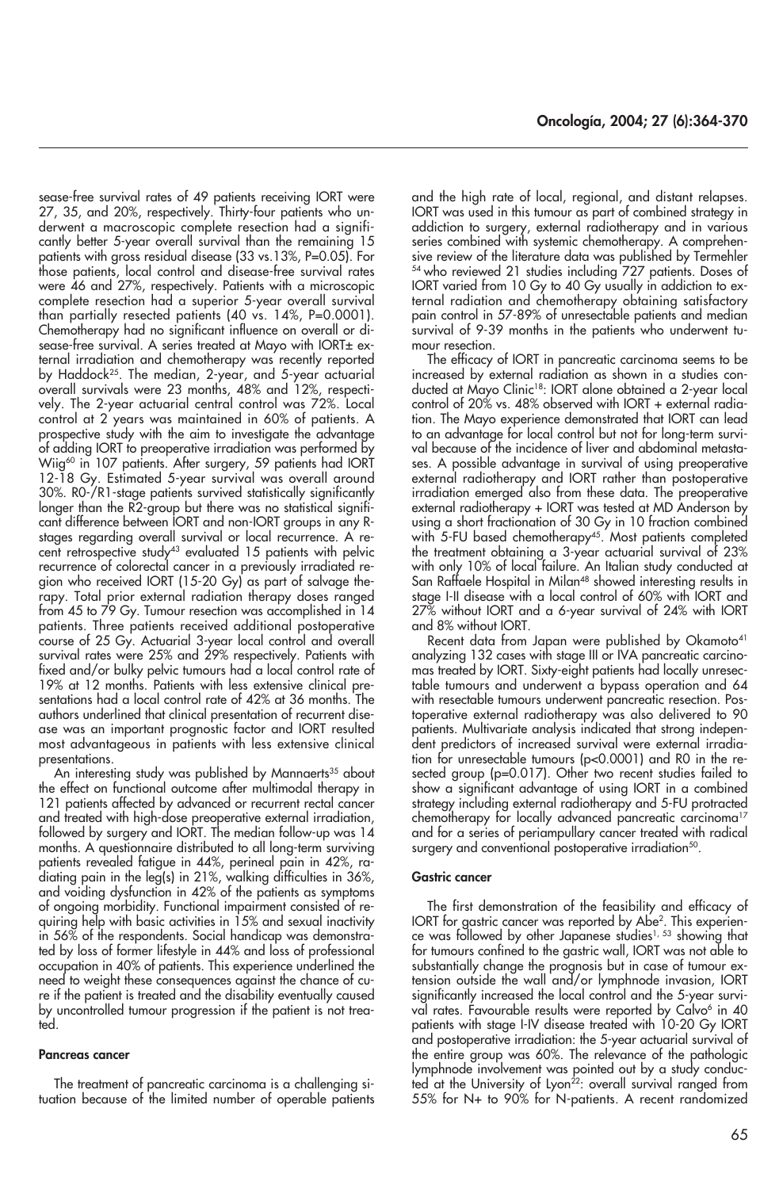sease-free survival rates of 49 patients receiving IORT were 27, 35, and 20%, respectively. Thirty-four patients who underwent a macroscopic complete resection had a significantly better 5-year overall survival than the remaining 15 patients with gross residual disease (33 vs.13%, P=0.05). For those patients, local control and disease-free survival rates were 46 and 27%, respectively. Patients with a microscopic complete resection had a superior 5-year overall survival than partially resected patients (40 vs. 14%, P=0.0001). Chemotherapy had no significant influence on overall or disease-free survival. A series treated at Mayo with IORT± external irradiation and chemotherapy was recently reported by Haddock[25]. The median, 2-year, and 5-year actuarial overall survivals were 23 months, 48% and 12%, respectively. The 2-year actuarial central control was 72%. Local control at 2 years was maintained in 60% of patients. A prospective study with the aim to investigate the advantage of adding IORT to preoperative irradiation was performed by Wiig[60] in 107 patients. After surgery, 59 patients had IORT 12-18 Gy. Estimated 5-year survival was overall around 30%. R0-/R1-stage patients survived statistically significantly longer than the R2-group but there was no statistical significant difference between IORT and non-IORT groups in any R-stages regarding overall survival or local recurrence. A recent retrospective study[43] evaluated 15 patients with pelvic recurrence of colorectal cancer in a previously irradiated region who received IORT (15-20 Gy) as part of salvage therapy. Total prior external radiation therapy doses ranged from 45 to 79 Gy. Tumour resection was accomplished in 14 patients. Three patients received additional postoperative course of 25 Gy. Actuarial 3-year local control and overall survival rates were 25% and 29% respectively. Patients with fixed and/or bulky pelvic tumours had a local control rate of 19% at 12 months. Patients with less extensive clinical presentations had a local control rate of 42% at 36 months. The authors underlined that clinical presentation of recurrent disease was an important prognostic factor and IORT resulted most advantageous in patients with less extensive clinical presentations.

An interesting study was published by Mannaerts[35] about the effect on functional outcome after multimodal therapy in 121 patients affected by advanced or recurrent rectal cancer and treated with high-dose preoperative external irradiation, followed by surgery and IORT. The median follow-up was 14 months. A questionnaire distributed to all long-term surviving patients revealed fatigue in 44%, perineal pain in 42%, radiating pain in the leg(s) in 21%, walking difficulties in 36%, and voiding dysfunction in 42% of the patients as symptoms of ongoing morbidity. Functional impairment consisted of requiring help with basic activities in 15% and sexual inactivity in 56% of the respondents. Social handicap was demonstrated by loss of former lifestyle in 44% and loss of professional occupation in 40% of patients. This experience underlined the need to weight these consequences against the chance of cure if the patient is treated and the disability eventually caused by uncontrolled tumour progression if the patient is not treated.

#### Pancreas cancer

The treatment of pancreatic carcinoma is a challenging situation because of the limited number of operable patients and the high rate of local, regional, and distant relapses. IORT was used in this tumour as part of combined strategy in addiction to surgery, external radiotherapy and in various series combined with systemic chemotherapy. A comprehensive review of the literature data was published by Termehler[54] who reviewed 21 studies including 727 patients. Doses of IORT varied from 10 Gy to 40 Gy usually in addiction to external radiation and chemotherapy obtaining satisfactory pain control in 57-89% of unresectable patients and median survival of 9-39 months in the patients who underwent tumour resection.

The efficacy of IORT in pancreatic carcinoma seems to be increased by external radiation as shown in a studies conducted at Mayo Clinic[18]: IORT alone obtained a 2-year local control of 20% vs. 48% observed with IORT + external radiation. The Mayo experience demonstrated that IORT can lead to an advantage for local control but not for long-term survival because of the incidence of liver and abdominal metastases. A possible advantage in survival of using preoperative external radiotherapy and IORT rather than postoperative irradiation emerged also from these data. The preoperative external radiotherapy + IORT was tested at MD Anderson by using a short fractionation of 30 Gy in 10 fraction combined with 5-FU based chemotherapy[45]. Most patients completed the treatment obtaining a 3-year actuarial survival of 23% with only 10% of local failure. An Italian study conducted at San Raffaele Hospital in Milan[48] showed interesting results in stage I-II disease with a local control of 60% with IORT and 27% without IORT and a 6-year survival of 24% with IORT and 8% without IORT.

Recent data from Japan were published by Okamoto[41] analyzing 132 cases with stage III or IVA pancreatic carcinomas treated by IORT. Sixty-eight patients had locally unresectable tumours and underwent a bypass operation and 64 with resectable tumours underwent pancreatic resection. Postoperative external radiotherapy was also delivered to 90 patients. Multivariate analysis indicated that strong independent predictors of increased survival were external irradiation for unresectable tumours ($p<0.0001$) and R0 in the resected group ($p=0.017$). Other two recent studies failed to show a significant advantage of using IORT in a combined strategy including external radiotherapy and 5-FU protracted chemotherapy for locally advanced pancreatic carcinoma[17] and for a series of periampullary cancer treated with radical surgery and conventional postoperative irradiation[50].

#### Gastric cancer

The first demonstration of the feasibility and efficacy of IORT for gastric cancer was reported by Abe[2]. This experience was followed by other Japanese studies[1, 53] showing that for tumours confined to the gastric wall, IORT was not able to substantially change the prognosis but in case of tumour extension outside the wall and/or lymphnode invasion, IORT significantly increased the local control and the 5-year survival rates. Favourable results were reported by Calvo[6] in 40 patients with stage I-IV disease treated with 10-20 Gy IORT and postoperative irradiation: the 5-year actuarial survival of the entire group was 60%. The relevance of the pathologic lymphnode involvement was pointed out by a study conducted at the University of Lyon[22]: overall survival ranged from 55% for N+ to 90% for N-patients. A recent randomized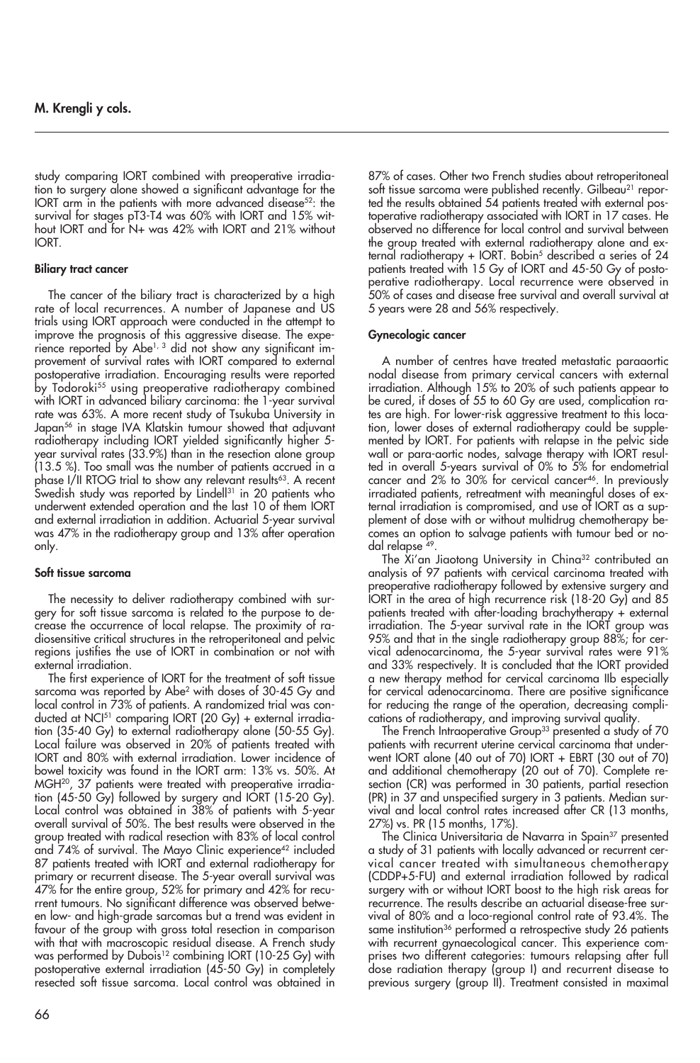study comparing IORT combined with preoperative irradiation to surgery alone showed a significant advantage for the IORT arm in the patients with more advanced disease[52]: the survival for stages pT3-T4 was 60% with IORT and 15% without IORT and for N+ was 42% with IORT and 21% without IORT.

**Biliary tract cancer**

The cancer of the biliary tract is characterized by a high rate of local recurrences. A number of Japanese and US trials using IORT approach were conducted in the attempt to improve the prognosis of this aggressive disease. The experience reported by Abe[1, 3] did not show any significant improvement of survival rates with IORT compared to external postoperative irradiation. Encouraging results were reported by Todoroki[55] using preoperative radiotherapy combined with IORT in advanced biliary carcinoma: the 1-year survival rate was 63%. A more recent study of Tsukuba University in Japan[56] in stage IVA Klatskin tumour showed that adjuvant radiotherapy including IORT yielded significantly higher 5-year survival rates (33.9%) than in the resection alone group (13.5 %). Too small was the number of patients accrued in a phase I/II RTOG trial to show any relevant results[63]. A recent Swedish study was reported by Lindell[31] in 20 patients who underwent extended operation and the last 10 of them IORT and external irradiation in addition. Actuarial 5-year survival was 47% in the radiotherapy group and 13% after operation only.

**Soft tissue sarcoma**

The necessity to deliver radiotherapy combined with surgery for soft tissue sarcoma is related to the purpose to decrease the occurrence of local relapse. The proximity of radiosensitive critical structures in the retroperitoneal and pelvic regions justifies the use of IORT in combination or not with external irradiation.

The first experience of IORT for the treatment of soft tissue sarcoma was reported by Abe[2] with doses of 30-45 Gy and local control in 73% of patients. A randomized trial was conducted at NCI[51] comparing IORT (20 Gy) + external irradiation (35-40 Gy) to external radiotherapy alone (50-55 Gy). Local failure was observed in 20% of patients treated with IORT and 80% with external irradiation. Lower incidence of bowel toxicity was found in the IORT arm: 13% vs. 50%. At MGH[20], 37 patients were treated with preoperative irradiation (45-50 Gy) followed by surgery and IORT (15-20 Gy). Local control was obtained in 38% of patients with 5-year overall survival of 50%. The best results were observed in the group treated with radical resection with 83% of local control and 74% of survival. The Mayo Clinic experience[42] included 87 patients treated with IORT and external radiotherapy for primary or recurrent disease. The 5-year overall survival was 47% for the entire group, 52% for primary and 42% for recurrent tumours. No significant difference was observed between low- and high-grade sarcomas but a trend was evident in favour of the group with gross total resection in comparison with that with macroscopic residual disease. A French study was performed by Dubois[12] combining IORT (10-25 Gy) with postoperative external irradiation (45-50 Gy) in completely resected soft tissue sarcoma. Local control was obtained in 87% of cases. Other two French studies about retroperitoneal soft tissue sarcoma were published recently. Gilbeau[21] reported the results obtained 54 patients treated with external postoperative radiotherapy associated with IORT in 17 cases. He observed no difference for local control and survival between the group treated with external radiotherapy alone and external radiotherapy + IORT. Bobin[5] described a series of 24 patients treated with 15 Gy of IORT and 45-50 Gy of postoperative radiotherapy. Local recurrence were observed in 50% of cases and disease free survival and overall survival at 5 years were 28 and 56% respectively.

**Gynecologic cancer**

A number of centres have treated metastatic paraaortic nodal disease from primary cervical cancers with external irradiation. Although 15% to 20% of such patients appear to be cured, if doses of 55 to 60 Gy are used, complication rates are high. For lower-risk aggressive treatment to this location, lower doses of external radiotherapy could be supplemented by IORT. For patients with relapse in the pelvic side wall or para-aortic nodes, salvage therapy with IORT resulted in overall 5-years survival of 0% to 5% for endometrial cancer and 2% to 30% for cervical cancer[46]. In previously irradiated patients, retreatment with meaningful doses of external irradiation is compromised, and use of IORT as a supplement of dose with or without multidrug chemotherapy becomes an option to salvage patients with tumour bed or nodal relapse [49].

The Xi'an Jiaotong University in China[32] contributed an analysis of 97 patients with cervical carcinoma treated with preoperative radiotherapy followed by extensive surgery and IORT in the area of high recurrence risk (18-20 Gy) and 85 patients treated with after-loading brachytherapy + external irradiation. The 5-year survival rate in the IORT group was 95% and that in the single radiotherapy group 88%; for cervical adenocarcinoma, the 5-year survival rates were 91% and 33% respectively. It is concluded that the IORT provided a new therapy method for cervical carcinoma IIb especially for cervical adenocarcinoma. There are positive significance for reducing the range of the operation, decreasing complications of radiotherapy, and improving survival quality.

The French Intraoperative Group[33] presented a study of 70 patients with recurrent uterine cervical carcinoma that underwent IORT alone (40 out of 70) IORT + EBRT (30 out of 70) and additional chemotherapy (20 out of 70). Complete resection (CR) was performed in 30 patients, partial resection (PR) in 37 and unspecified surgery in 3 patients. Median survival and local control rates increased after CR (13 months, 27%) vs. PR (15 months, 17%).

The Clinica Universitaria de Navarra in Spain[37] presented a study of 31 patients with locally advanced or recurrent cervical cancer treated with simultaneous chemotherapy (CDDP+5-FU) and external irradiation followed by radical surgery with or without IORT boost to the high risk areas for recurrence. The results describe an actuarial disease-free survival of 80% and a loco-regional control rate of 93.4%. The same institution[36] performed a retrospective study 26 patients with recurrent gynaecological cancer. This experience comprises two different categories: tumours relapsing after full dose radiation therapy (group I) and recurrent disease to previous surgery (group II). Treatment consisted in maximal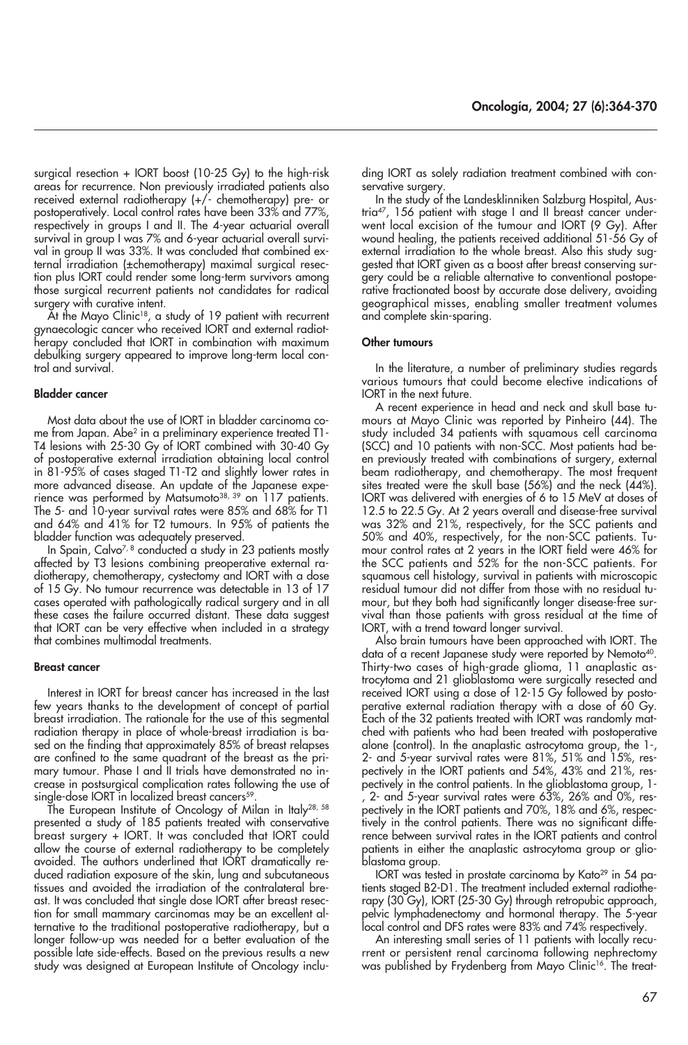surgical resection + IORT boost (10-25 Gy) to the high-risk areas for recurrence. Non previously irradiated patients also received external radiotherapy (+/- chemotherapy) pre- or postoperatively. Local control rates have been 33% and 77%, respectively in groups I and II. The 4-year actuarial overall survival in group I was 7% and 6-year actuarial overall survival in group II was 33%. It was concluded that combined external irradiation (±chemotherapy) maximal surgical resection plus IORT could render some long-term survivors among those surgical recurrent patients not candidates for radical surgery with curative intent.

At the Mayo Clinic[18], a study of 19 patient with recurrent gynaecologic cancer who received IORT and external radiotherapy concluded that IORT in combination with maximum debulking surgery appeared to improve long-term local control and survival.

### Bladder cancer

Most data about the use of IORT in bladder carcinoma come from Japan. Abe[2] in a preliminary experience treated T1-T4 lesions with 25-30 Gy of IORT combined with 30-40 Gy of postoperative external irradiation obtaining local control in 81-95% of cases staged T1-T2 and slightly lower rates in more advanced disease. An update of the Japanese experience was performed by Matsumoto[38, 39] on 117 patients. The 5- and 10-year survival rates were 85% and 68% for T1 and 64% and 41% for T2 tumours. In 95% of patients the bladder function was adequately preserved.

In Spain, Calvo[7, 8] conducted a study in 23 patients mostly affected by T3 lesions combining preoperative external radiotherapy, chemotherapy, cystectomy and IORT with a dose of 15 Gy. No tumour recurrence was detectable in 13 of 17 cases operated with pathologically radical surgery and in all these cases the failure occurred distant. These data suggest that IORT can be very effective when included in a strategy that combines multimodal treatments.

### Breast cancer

Interest in IORT for breast cancer has increased in the last few years thanks to the development of concept of partial breast irradiation. The rationale for the use of this segmental radiation therapy in place of whole-breast irradiation is based on the finding that approximately 85% of breast relapses are confined to the same quadrant of the breast as the primary tumour. Phase I and II trials have demonstrated no increase in postsurgical complication rates following the use of single-dose IORT in localized breast cancers[59].

The European Institute of Oncology of Milan in Italy[28, 58] presented a study of 185 patients treated with conservative breast surgery + IORT. It was concluded that IORT could allow the course of external radiotherapy to be completely avoided. The authors underlined that IORT dramatically reduced radiation exposure of the skin, lung and subcutaneous tissues and avoided the irradiation of the contralateral breast. It was concluded that single dose IORT after breast resection for small mammary carcinomas may be an excellent alternative to the traditional postoperative radiotherapy, but a longer follow-up was needed for a better evaluation of the possible late side-effects. Based on the previous results a new study was designed at European Institute of Oncology including IORT as solely radiation treatment combined with conservative surgery.

In the study of the Landesklinniken Salzburg Hospital, Austria[47], 156 patient with stage I and II breast cancer underwent local excision of the tumour and IORT (9 Gy). After wound healing, the patients received additional 51-56 Gy of external irradiation to the whole breast. Also this study suggested that IORT given as a boost after breast conserving surgery could be a reliable alternative to conventional postoperative fractionated boost by accurate dose delivery, avoiding geographical misses, enabling smaller treatment volumes and complete skin-sparing.

### Other tumours

In the literature, a number of preliminary studies regards various tumours that could become elective indications of IORT in the next future.

A recent experience in head and neck and skull base tumours at Mayo Clinic was reported by Pinheiro (44). The study included 34 patients with squamous cell carcinoma (SCC) and 10 patients with non-SCC. Most patients had been previously treated with combinations of surgery, external beam radiotherapy, and chemotherapy. The most frequent sites treated were the skull base (56%) and the neck (44%). IORT was delivered with energies of 6 to 15 MeV at doses of 12.5 to 22.5 Gy. At 2 years overall and disease-free survival was 32% and 21%, respectively, for the SCC patients and 50% and 40%, respectively, for the non-SCC patients. Tumour control rates at 2 years in the IORT field were 46% for the SCC patients and 52% for the non-SCC patients. For squamous cell histology, survival in patients with microscopic residual tumour did not differ from those with no residual tumour, but they both had significantly longer disease-free survival than those patients with gross residual at the time of IORT, with a trend toward longer survival.

Also brain tumours have been approached with IORT. The data of a recent Japanese study were reported by Nemoto[40]. Thirty-two cases of high-grade glioma, 11 anaplastic astrocytoma and 21 glioblastoma were surgically resected and received IORT using a dose of 12-15 Gy followed by postoperative external radiation therapy with a dose of 60 Gy. Each of the 32 patients treated with IORT was randomly matched with patients who had been treated with postoperative alone (control). In the anaplastic astrocytoma group, the 1-, 2- and 5-year survival rates were 81%, 51% and 15%, respectively in the IORT patients and 54%, 43% and 21%, respectively in the control patients. In the glioblastoma group, 1-, 2- and 5-year survival rates were 63%, 26% and 0%, respectively in the IORT patients and 70%, 18% and 6%, respectively in the control patients. There was no significant difference between survival rates in the IORT patients and control patients in either the anaplastic astrocytoma group or glioblastoma group.

IORT was tested in prostate carcinoma by Kato[29] in 54 patients staged B2-D1. The treatment included external radiotherapy (30 Gy), IORT (25-30 Gy) through retropubic approach, pelvic lymphadenectomy and hormonal therapy. The 5-year local control and DFS rates were 83% and 74% respectively.

An interesting small series of 11 patients with locally recurrent or persistent renal carcinoma following nephrectomy was published by Frydenberg from Mayo Clinic[16]. The treat-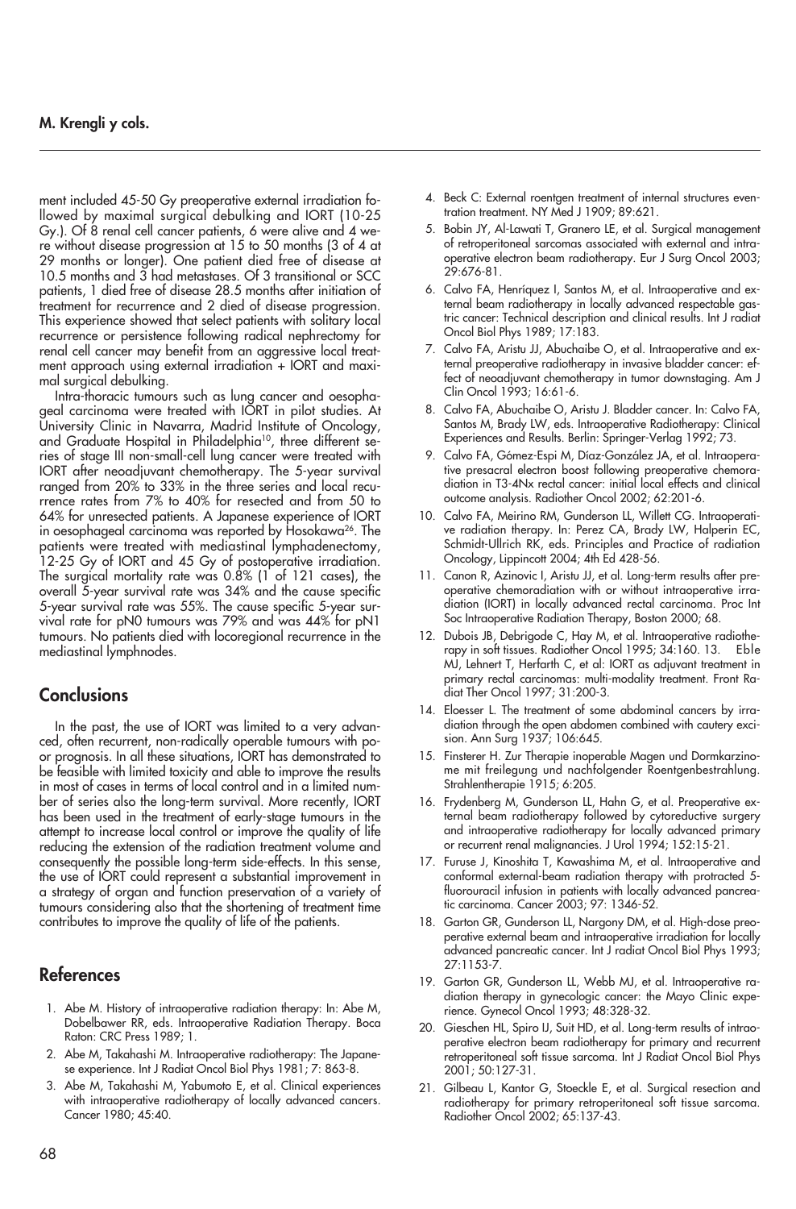ment included 45-50 Gy preoperative external irradiation followed by maximal surgical debulking and IORT (10-25 Gy.). Of 8 renal cell cancer patients, 6 were alive and 4 were without disease progression at 15 to 50 months (3 of 4 at 29 months or longer). One patient died free of disease at 10.5 months and 3 had metastases. Of 3 transitional or SCC patients, 1 died free of disease 28.5 months after initiation of treatment for recurrence and 2 died of disease progression. This experience showed that select patients with solitary local recurrence or persistence following radical nephrectomy for renal cell cancer may benefit from an aggressive local treatment approach using external irradiation + IORT and maximal surgical debulking.

Intra-thoracic tumours such as lung cancer and oesophageal carcinoma were treated with IORT in pilot studies. At University Clinic in Navarra, Madrid Institute of Oncology, and Graduate Hospital in Philadelphia[10], three different series of stage III non-small-cell lung cancer were treated with IORT after neoadjuvant chemotherapy. The 5-year survival ranged from 20% to 33% in the three series and local recurrence rates from 7% to 40% for resected and from 50 to 64% for unresected patients. A Japanese experience of IORT in oesophageal carcinoma was reported by Hosokawa[26]. The patients were treated with mediastinal lymphadenectomy, 12-25 Gy of IORT and 45 Gy of postoperative irradiation. The surgical mortality rate was 0.8% (1 of 121 cases), the overall 5-year survival rate was 34% and the cause specific 5-year survival rate was 55%. The cause specific 5-year survival rate for pN0 tumours was 79% and was 44% for pN1 tumours. No patients died with locoregional recurrence in the mediastinal lymphnodes.

## Conclusions

In the past, the use of IORT was limited to a very advanced, often recurrent, non-radically operable tumours with poor prognosis. In all these situations, IORT has demonstrated to be feasible with limited toxicity and able to improve the results in most of cases in terms of local control and in a limited number of series also the long-term survival. More recently, IORT has been used in the treatment of early-stage tumours in the attempt to increase local control or improve the quality of life reducing the extension of the radiation treatment volume and consequently the possible long-term side-effects. In this sense, the use of IORT could represent a substantial improvement in a strategy of organ and function preservation of a variety of tumours considering also that the shortening of treatment time contributes to improve the quality of life of the patients.

## References

1. Abe M. History of intraoperative radiation therapy: In: Abe M, Dobelbawer RR, eds. Intraoperative Radiation Therapy. Boca Raton: CRC Press 1989; 1.
2. Abe M, Takahashi M. Intraoperative radiotherapy: The Japanese experience. Int J Radiat Oncol Biol Phys 1981; 7: 863-8.
3. Abe M, Takahashi M, Yabumoto E, et al. Clinical experiences with intraoperative radiotherapy of locally advanced cancers. Cancer 1980; 45:40.
4. Beck C: External roentgen treatment of internal structures eventration treatment. NY Med J 1909; 89:621.
5. Bobin JY, Al-Lawati T, Granero LE, et al. Surgical management of retroperitoneal sarcomas associated with external and intraoperative electron beam radiotherapy. Eur J Surg Oncol 2003; 29:676-81.
6. Calvo FA, Henríquez I, Santos M, et al. Intraoperative and external beam radiotherapy in locally advanced respectable gastric cancer: Technical description and clinical results. Int J radiat Oncol Biol Phys 1989; 17:183.
7. Calvo FA, Aristu JJ, Abuchaibe O, et al. Intraoperative and external preoperative radiotherapy in invasive bladder cancer: effect of neoadjuvant chemotherapy in tumor downstaging. Am J Clin Oncol 1993; 16:61-6.
8. Calvo FA, Abuchaibe O, Aristu J. Bladder cancer. In: Calvo FA, Santos M, Brady LW, eds. Intraoperative Radiotherapy: Clinical Experiences and Results. Berlin: Springer-Verlag 1992; 73.
9. Calvo FA, Gómez-Espi M, Díaz-González JA, et al. Intraoperative presacral electron boost following preoperative chemoradiation in T3-4Nx rectal cancer: initial local effects and clinical outcome analysis. Radiother Oncol 2002; 62:201-6.
10. Calvo FA, Meirino RM, Gunderson LL, Willett CG. Intraoperative radiation therapy. In: Perez CA, Brady LW, Halperin EC, Schmidt-Ullrich RK, eds. Principles and Practice of radiation Oncology, Lippincott 2004; 4th Ed 428-56.
11. Canon R, Azinovic I, Aristu JJ, et al. Long-term results after preoperative chemoradiation with or without intraoperative irradiation (IORT) in locally advanced rectal carcinoma. Proc Int Soc Intraoperative Radiation Therapy, Boston 2000; 68.
12. Dubois JB, Debrigode C, Hay M, et al. Intraoperative radiotherapy in soft tissues. Radiother Oncol 1995; 34:160.
13. Eble MJ, Lehnert T, Herfarth C, et al: IORT as adjuvant treatment in primary rectal carcinomas: multi-modality treatment. Front Radiat Ther Oncol 1997; 31:200-3.
14. Eloesser L. The treatment of some abdominal cancers by irradiation through the open abdomen combined with cautery excision. Ann Surg 1937; 106:645.
15. Finsterer H. Zur Therapie inoperable Magen und Dormkarzinome mit freilegung und nachfolgender Roentgenbestrahlung. Strahlentherapie 1915; 6:205.
16. Frydenberg M, Gunderson LL, Hahn G, et al. Preoperative external beam radiotherapy followed by cytoreductive surgery and intraoperative radiotherapy for locally advanced primary or recurrent renal malignancies. J Urol 1994; 152:15-21.
17. Furuse J, Kinoshita T, Kawashima M, et al. Intraoperative and conformal external-beam radiation therapy with protracted 5-fluorouracil infusion in patients with locally advanced pancreatic carcinoma. Cancer 2003; 97: 1346-52.
18. Garton GR, Gunderson LL, Nargony DM, et al. High-dose preoperative external beam and intraoperative irradiation for locally advanced pancreatic cancer. Int J radiat Oncol Biol Phys 1993; 27:1153-7.
19. Garton GR, Gunderson LL, Webb MJ, et al. Intraoperative radiation therapy in gynecologic cancer: the Mayo Clinic experience. Gynecol Oncol 1993; 48:328-32.
20. Gieschen HL, Spiro IJ, Suit HD, et al. Long-term results of intraoperative electron beam radiotherapy for primary and recurrent retroperitoneal soft tissue sarcoma. Int J Radiat Oncol Biol Phys 2001; 50:127-31.
21. Gilbeau L, Kantor G, Stoeckle E, et al. Surgical resection and radiotherapy for primary retroperitoneal soft tissue sarcoma. Radiother Oncol 2002; 65:137-43.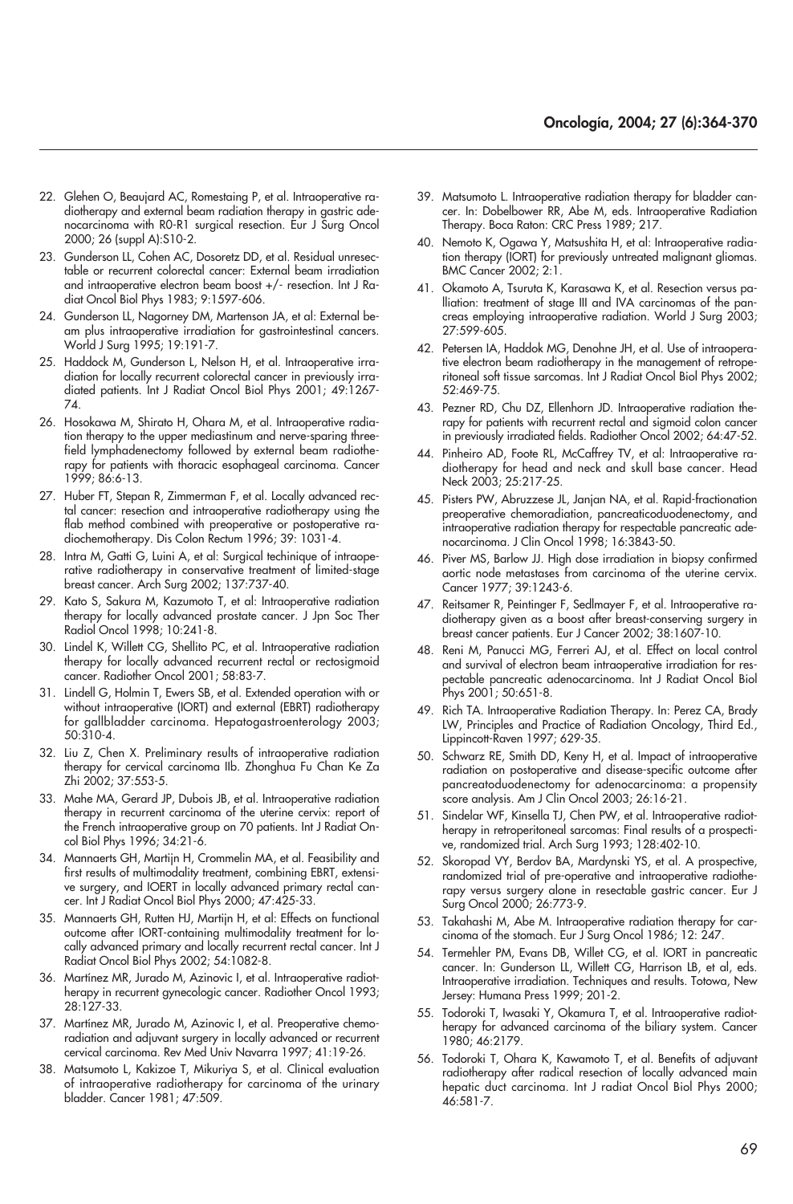22. Glehen O, Beaujard AC, Romestaing P, et al. Intraoperative radiotherapy and external beam radiation therapy in gastric adenocarcinoma with R0-R1 surgical resection. Eur J Surg Oncol 2000; 26 (suppl A):S10-2.
23. Gunderson LL, Cohen AC, Dosoretz DD, et al. Residual unresectable or recurrent colorectal cancer: External beam irradiation and intraoperative electron beam boost +/- resection. Int J Radiat Oncol Biol Phys 1983; 9:1597-606.
24. Gunderson LL, Nagorney DM, Martenson JA, et al: External beam plus intraoperative irradiation for gastrointestinal cancers. World J Surg 1995; 19:191-7.
25. Haddock M, Gunderson L, Nelson H, et al. Intraoperative irradiation for locally recurrent colorectal cancer in previously irradiated patients. Int J Radiat Oncol Biol Phys 2001; 49:1267-74.
26. Hosokawa M, Shirato H, Ohara M, et al. Intraoperative radiation therapy to the upper mediastinum and nerve-sparing three-field lymphadenectomy followed by external beam radiotherapy for patients with thoracic esophageal carcinoma. Cancer 1999; 86:6-13.
27. Huber FT, Stepan R, Zimmerman F, et al. Locally advanced rectal cancer: resection and intraoperative radiotherapy using the flab method combined with preoperative or postoperative radiochemotherapy. Dis Colon Rectum 1996; 39: 1031-4.
28. Intra M, Gatti G, Luini A, et al: Surgical techinique of intraoperative radiotherapy in conservative treatment of limited-stage breast cancer. Arch Surg 2002; 137:737-40.
29. Kato S, Sakura M, Kazumoto T, et al: Intraoperative radiation therapy for locally advanced prostate cancer. J Jpn Soc Ther Radiol Oncol 1998; 10:241-8.
30. Lindel K, Willett CG, Shellito PC, et al. Intraoperative radiation therapy for locally advanced recurrent rectal or rectosigmoid cancer. Radiother Oncol 2001; 58:83-7.
31. Lindell G, Holmin T, Ewers SB, et al. Extended operation with or without intraoperative (IORT) and external (EBRT) radiotherapy for gallbladder carcinoma. Hepatogastroenterology 2003; 50:310-4.
32. Liu Z, Chen X. Preliminary results of intraoperative radiation therapy for cervical carcinoma IIb. Zhonghua Fu Chan Ke Za Zhi 2002; 37:553-5.
33. Mahe MA, Gerard JP, Dubois JB, et al. Intraoperative radiation therapy in recurrent carcinoma of the uterine cervix: report of the French intraoperative group on 70 patients. Int J Radiat Oncol Biol Phys 1996; 34:21-6.
34. Mannaerts GH, Martijn H, Crommelin MA, et al. Feasibility and first results of multimodality treatment, combining EBRT, extensive surgery, and IOERT in locally advanced primary rectal cancer. Int J Radiat Oncol Biol Phys 2000; 47:425-33.
35. Mannaerts GH, Rutten HJ, Martijn H, et al: Effects on functional outcome after IORT-containing multimodality treatment for locally advanced primary and locally recurrent rectal cancer. Int J Radiat Oncol Biol Phys 2002; 54:1082-8.
36. Martínez MR, Jurado M, Azinovic I, et al. Intraoperative radiotherapy in recurrent gynecologic cancer. Radiother Oncol 1993; 28:127-33.
37. Martínez MR, Jurado M, Azinovic I, et al. Preoperative chemoradiation and adjuvant surgery in locally advanced or recurrent cervical carcinoma. Rev Med Univ Navarra 1997; 41:19-26.
38. Matsumoto L, Kakizoe T, Mikuriya S, et al. Clinical evaluation of intraoperative radiotherapy for carcinoma of the urinary bladder. Cancer 1981; 47:509.
39. Matsumoto L. Intraoperative radiation therapy for bladder cancer. In: Dobelbower RR, Abe M, eds. Intraoperative Radiation Therapy. Boca Raton: CRC Press 1989; 217.
40. Nemoto K, Ogawa Y, Matsushita H, et al: Intraoperative radiation therapy (IORT) for previously untreated malignant gliomas. BMC Cancer 2002; 2:1.
41. Okamoto A, Tsuruta K, Karasawa K, et al. Resection versus palliation: treatment of stage III and IVA carcinomas of the pancreas employing intraoperative radiation. World J Surg 2003; 27:599-605.
42. Petersen IA, Haddok MG, Denohne JH, et al. Use of intraoperative electron beam radiotherapy in the management of retroperitoneal soft tissue sarcomas. Int J Radiat Oncol Biol Phys 2002; 52:469-75.
43. Pezner RD, Chu DZ, Ellenhorn JD. Intraoperative radiation therapy for patients with recurrent rectal and sigmoid colon cancer in previously irradiated fields. Radiother Oncol 2002; 64:47-52.
44. Pinheiro AD, Foote RL, McCaffrey TV, et al: Intraoperative radiotherapy for head and neck and skull base cancer. Head Neck 2003; 25:217-25.
45. Pisters PW, Abruzzese JL, Janjan NA, et al. Rapid-fractionation preoperative chemoradiation, pancreaticoduodenectomy, and intraoperative radiation therapy for respectable pancreatic adenocarcinoma. J Clin Oncol 1998; 16:3843-50.
46. Piver MS, Barlow JJ. High dose irradiation in biopsy confirmed aortic node metastases from carcinoma of the uterine cervix. Cancer 1977; 39:1243-6.
47. Reitsamer R, Peintinger F, Sedlmayer F, et al. Intraoperative radiotherapy given as a boost after breast-conserving surgery in breast cancer patients. Eur J Cancer 2002; 38:1607-10.
48. Reni M, Panucci MG, Ferreri AJ, et al. Effect on local control and survival of electron beam intraoperative irradiation for respectable pancreatic adenocarcinoma. Int J Radiat Oncol Biol Phys 2001; 50:651-8.
49. Rich TA. Intraoperative Radiation Therapy. In: Perez CA, Brady LW, Principles and Practice of Radiation Oncology, Third Ed., Lippincott-Raven 1997; 629-35.
50. Schwarz RE, Smith DD, Keny H, et al. Impact of intraoperative radiation on postoperative and disease-specific outcome after pancreatoduodenectomy for adenocarcinoma: a propensity score analysis. Am J Clin Oncol 2003; 26:16-21.
51. Sindelar WF, Kinsella TJ, Chen PW, et al. Intraoperative radiotherapy in retroperitoneal sarcomas: Final results of a prospective, randomized trial. Arch Surg 1993; 128:402-10.
52. Skoropad VY, Berdov BA, Mardynski YS, et al. A prospective, randomized trial of pre-operative and intraoperative radiotherapy versus surgery alone in resectable gastric cancer. Eur J Surg Oncol 2000; 26:773-9.
53. Takahashi M, Abe M. Intraoperative radiation therapy for carcinoma of the stomach. Eur J Surg Oncol 1986; 12: 247.
54. Termehler PM, Evans DB, Willet CG, et al. IORT in pancreatic cancer. In: Gunderson LL, Willett CG, Harrison LB, et al, eds. Intraoperative irradiation. Techniques and results. Totowa, New Jersey: Humana Press 1999; 201-2.
55. Todoroki T, Iwasaki Y, Okamura T, et al. Intraoperative radiotherapy for advanced carcinoma of the biliary system. Cancer 1980; 46:2179.
56. Todoroki T, Ohara K, Kawamoto T, et al. Benefits of adjuvant radiotherapy after radical resection of locally advanced main hepatic duct carcinoma. Int J radiat Oncol Biol Phys 2000; 46:581-7.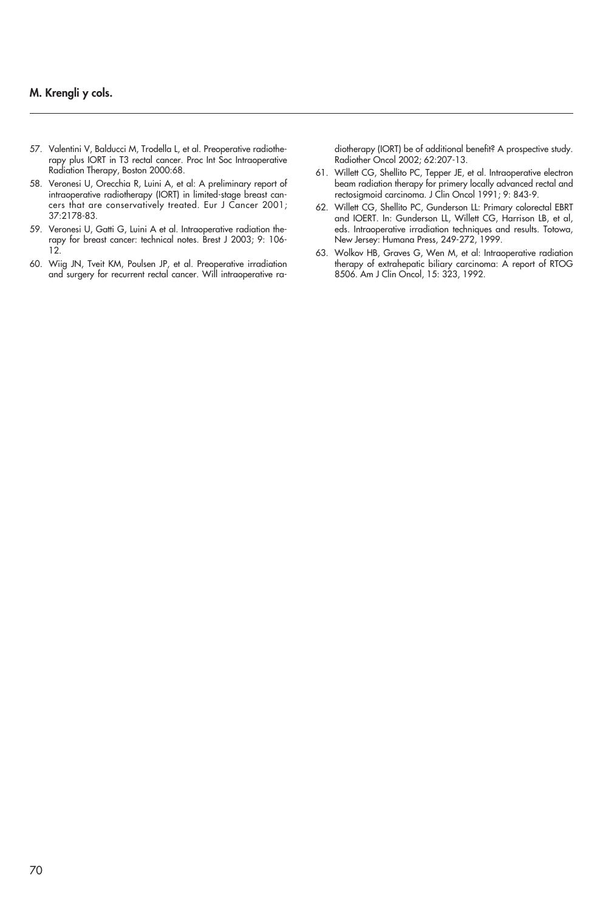57. Valentini V, Balducci M, Trodella L, et al. Preoperative radiotherapy plus IORT in T3 rectal cancer. Proc Int Soc Intraoperative Radiation Therapy, Boston 2000:68.
58. Veronesi U, Orecchia R, Luini A, et al: A preliminary report of intraoperative radiotherapy (IORT) in limited-stage breast cancers that are conservatively treated. Eur J Cancer 2001; 37:2178-83.
59. Veronesi U, Gatti G, Luini A et al. Intraoperative radiation therapy for breast cancer: technical notes. Brest J 2003; 9: 106-12.
60. Wiig JN, Tveit KM, Poulsen JP, et al. Preoperative irradiation and surgery for recurrent rectal cancer. Will intraoperative radiotherapy (IORT) be of additional benefit? A prospective study. Radiother Oncol 2002; 62:207-13.
61. Willett CG, Shellito PC, Tepper JE, et al. Intraoperative electron beam radiation therapy for primery locally advanced rectal and rectosigmoid carcinoma. J Clin Oncol 1991; 9: 843-9.
62. Willett CG, Shellito PC, Gunderson LL: Primary colorectal EBRT and IOERT. In: Gunderson LL, Willett CG, Harrison LB, et al, eds. Intraoperative irradiation techniques and results. Totowa, New Jersey: Humana Press, 249-272, 1999.
63. Wolkov HB, Graves G, Wen M, et al: Intraoperative radiation therapy of extrahepatic biliary carcinoma: A report of RTOG 8506. Am J Clin Oncol, 15: 323, 1992.